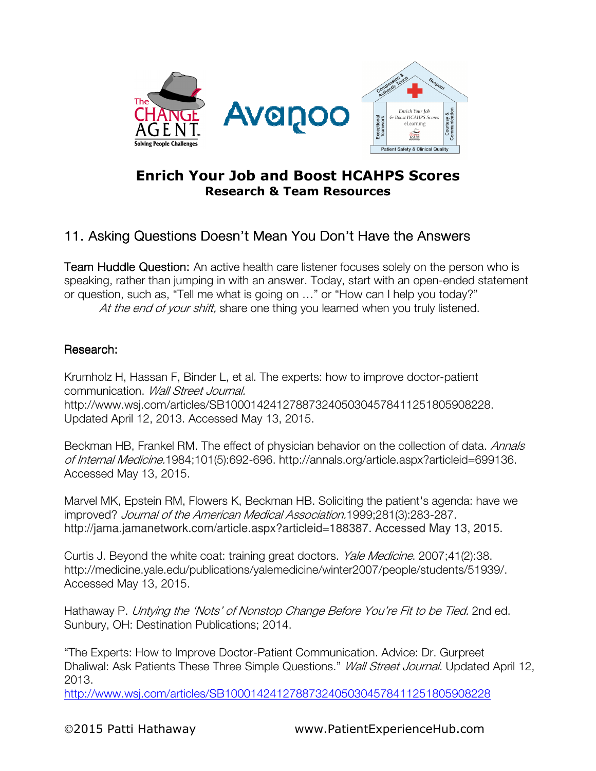# Enrich Your Job and Boost HCAHPS Scores

**Research & Team Resources**

## 11. Asking Questions Doesn't Mean You Don't Have the Answers

Team Huddle Question: An active health care listener focuses solely on the person who is speaking, rather than jumping in with an answer. Today, start with an open-ended statement or question, such as, "Tell me what is going on …" or "How can I help you today?"

*At the end of your shift,* share one thing you learned when you truly listened.

### Research:

Krumholz H, Hassan F, Binder L, et al. The experts: how to improve doctor-patient communication. *Wall Street Journal.* http://www.wsj.com/articles/SB10001424127887324050304578411251805908228. Updated April 12, 2013. Accessed May 13, 2015.

Beckman HB, Frankel RM. The effect of physician behavior on the collection of data. *Annals of Internal Medicine.*1984;101(5):692-696. http://annals.org/article.aspx?articleid=699136. Accessed May 13, 2015.

Marvel MK, Epstein RM, Flowers K, Beckman HB. Soliciting the patient's agenda: have we improved? *Journal of the American Medical Association.*1999;281(3):283-287. http://jama.jamanetwork.com/article.aspx?articleid=188387. Accessed May 13, 2015.

Curtis J. Beyond the white coat: training great doctors. *Yale Medicine*. 2007;41(2):38. http://medicine.yale.edu/publications/yalemedicine/winter2007/people/students/51939/. Accessed May 13, 2015.

Hathaway P. *Untying the 'Nots' of Nonstop Change Before You're Fit to be Tied.* 2nd ed. Sunbury, OH: Destination Publications; 2014.

"The Experts: How to Improve Doctor-Patient Communication. Advice: Dr. Gurpreet Dhaliwal: Ask Patients These Three Simple Questions." *Wall Street Journal.* Updated April 12, 2013.
http://www.wsj.com/articles/SB10001424127887324050304578411251805908228

©2015 Patti Hathaway www.PatientExperienceHub.com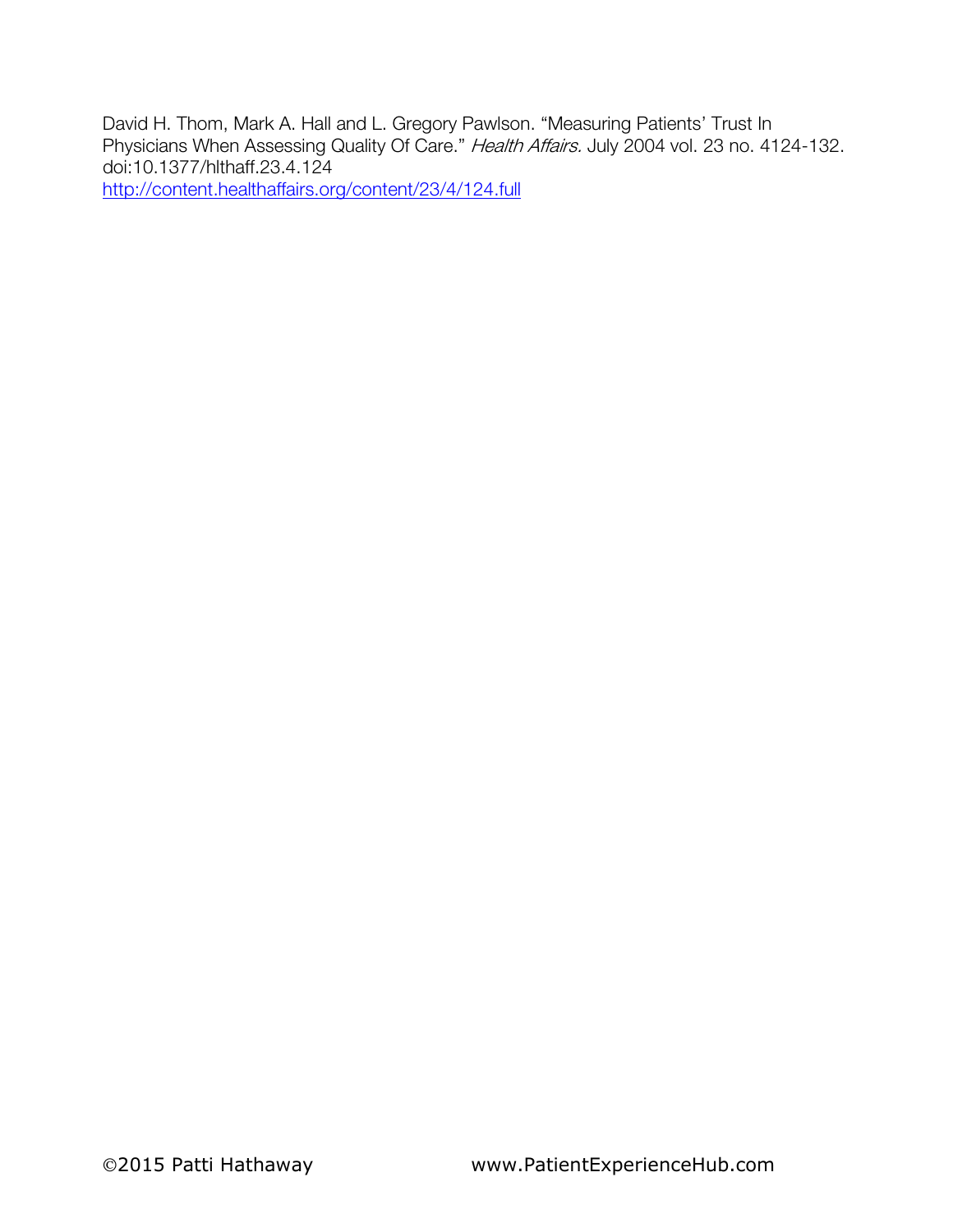David H. Thom, Mark A. Hall and L. Gregory Pawlson. "Measuring Patients' Trust In Physicians When Assessing Quality Of Care." *Health Affairs.* July 2004 vol. 23 no. 4124-132. doi:10.1377/hlthaff.23.4.124
http://content.healthaffairs.org/content/23/4/124.full